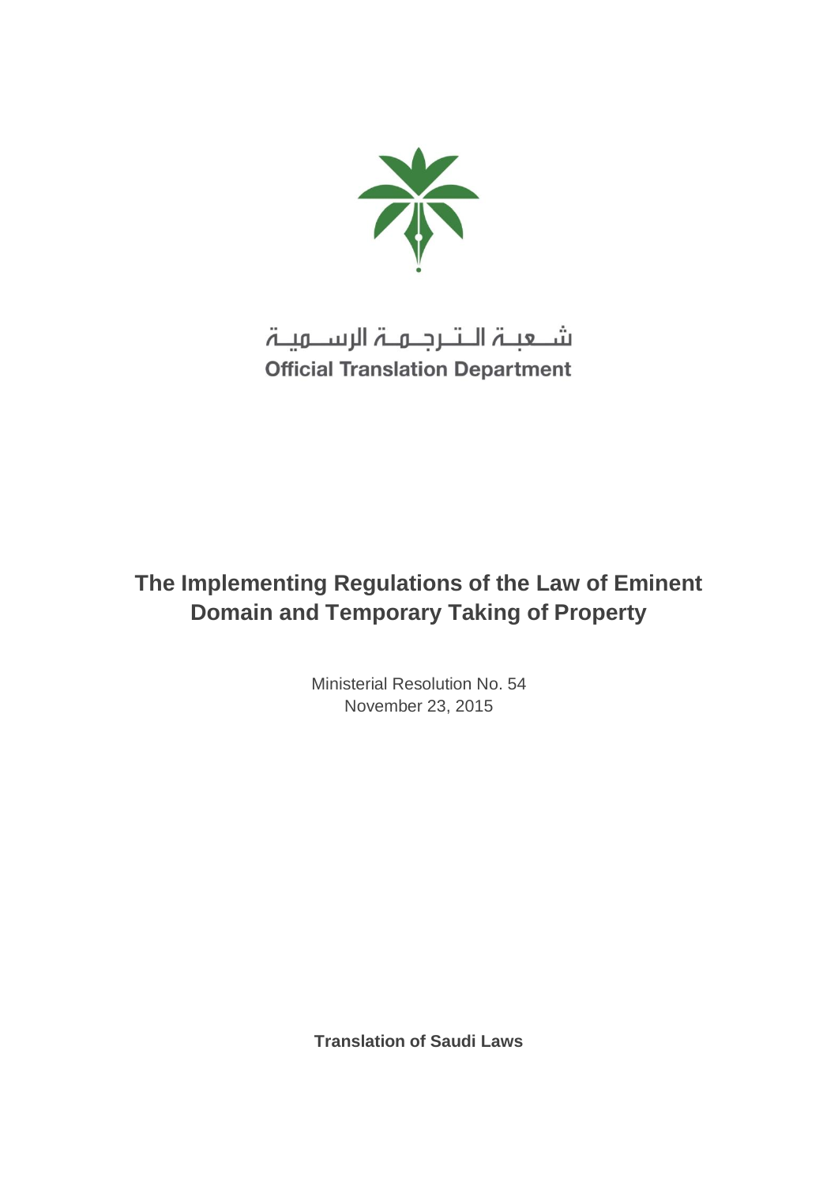شـــعبـة الـتــرجــمـة الرســـميـة

**Official Translation Department**

# The Implementing Regulations of the Law of Eminent Domain and Temporary Taking of Property

Ministerial Resolution No. 54
November 23, 2015

**Translation of Saudi Laws**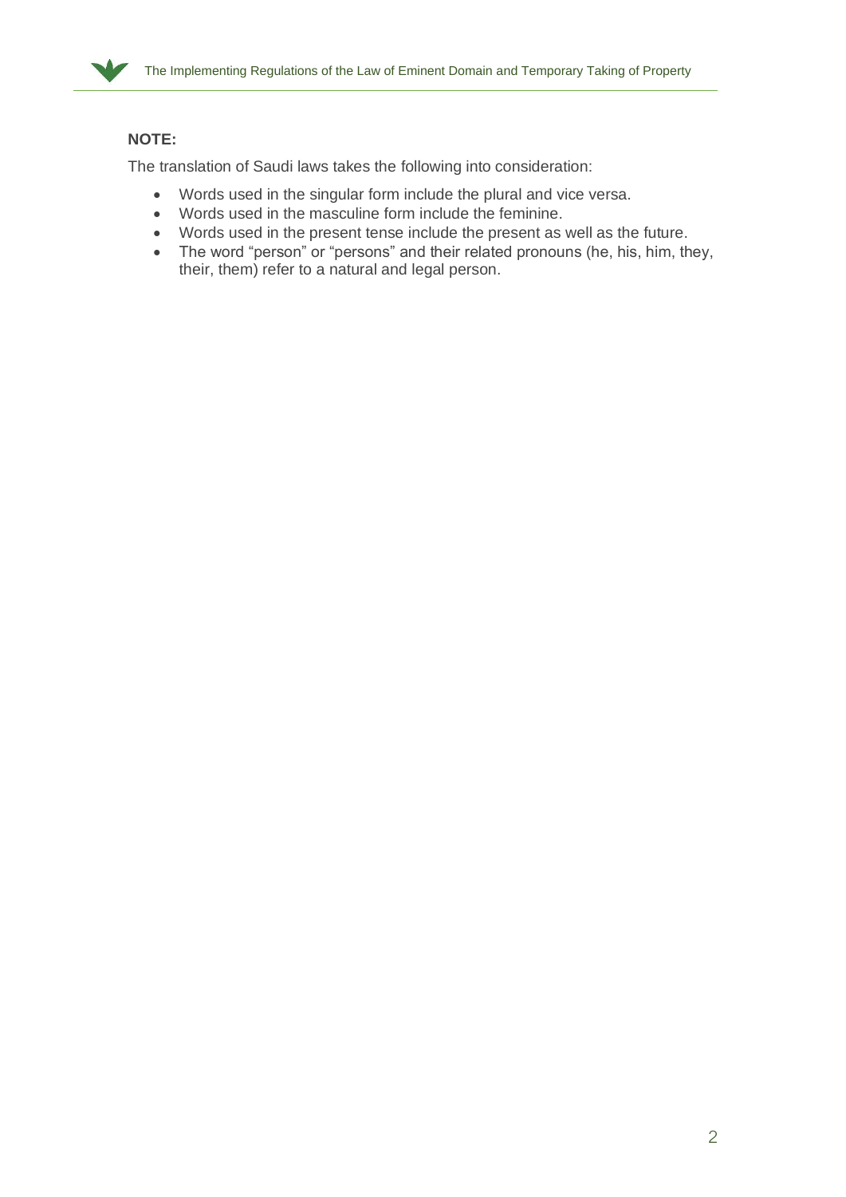**NOTE:**

The translation of Saudi laws takes the following into consideration:

- Words used in the singular form include the plural and vice versa.
- Words used in the masculine form include the feminine.
- Words used in the present tense include the present as well as the future.
- The word "person" or "persons" and their related pronouns (he, his, him, they, their, them) refer to a natural and legal person.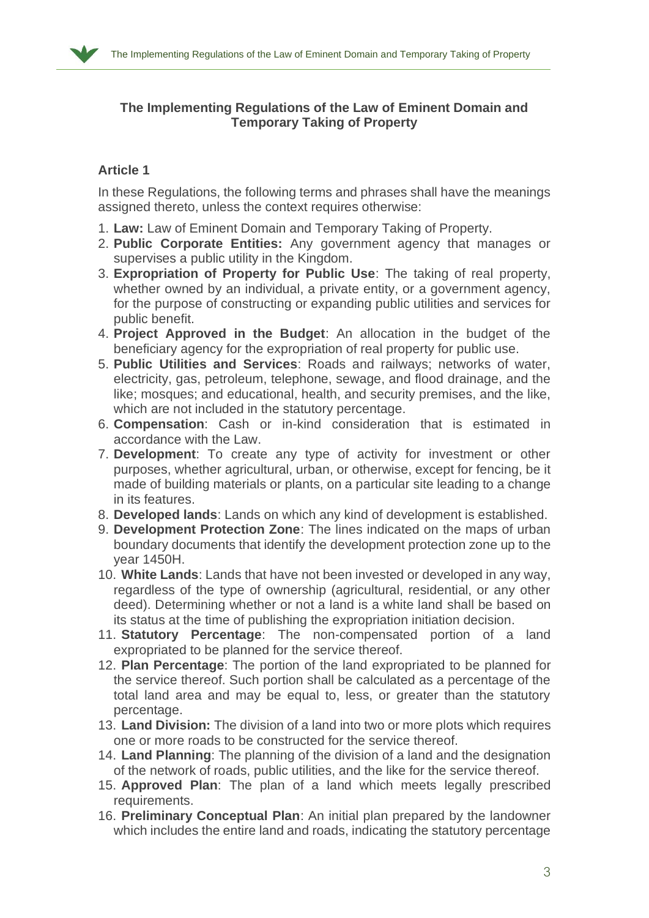**The Implementing Regulations of the Law of Eminent Domain and Temporary Taking of Property**

## Article 1

In these Regulations, the following terms and phrases shall have the meanings assigned thereto, unless the context requires otherwise:

1. **Law:** Law of Eminent Domain and Temporary Taking of Property.
2. **Public Corporate Entities:** Any government agency that manages or supervises a public utility in the Kingdom.
3. **Expropriation of Property for Public Use**: The taking of real property, whether owned by an individual, a private entity, or a government agency, for the purpose of constructing or expanding public utilities and services for public benefit.
4. **Project Approved in the Budget**: An allocation in the budget of the beneficiary agency for the expropriation of real property for public use.
5. **Public Utilities and Services**: Roads and railways; networks of water, electricity, gas, petroleum, telephone, sewage, and flood drainage, and the like; mosques; and educational, health, and security premises, and the like, which are not included in the statutory percentage.
6. **Compensation**: Cash or in-kind consideration that is estimated in accordance with the Law.
7. **Development**: To create any type of activity for investment or other purposes, whether agricultural, urban, or otherwise, except for fencing, be it made of building materials or plants, on a particular site leading to a change in its features.
8. **Developed lands**: Lands on which any kind of development is established.
9. **Development Protection Zone**: The lines indicated on the maps of urban boundary documents that identify the development protection zone up to the year 1450H.
10. **White Lands**: Lands that have not been invested or developed in any way, regardless of the type of ownership (agricultural, residential, or any other deed). Determining whether or not a land is a white land shall be based on its status at the time of publishing the expropriation initiation decision.
11. **Statutory Percentage**: The non-compensated portion of a land expropriated to be planned for the service thereof.
12. **Plan Percentage**: The portion of the land expropriated to be planned for the service thereof. Such portion shall be calculated as a percentage of the total land area and may be equal to, less, or greater than the statutory percentage.
13. **Land Division:** The division of a land into two or more plots which requires one or more roads to be constructed for the service thereof.
14. **Land Planning**: The planning of the division of a land and the designation of the network of roads, public utilities, and the like for the service thereof.
15. **Approved Plan**: The plan of a land which meets legally prescribed requirements.
16. **Preliminary Conceptual Plan**: An initial plan prepared by the landowner which includes the entire land and roads, indicating the statutory percentage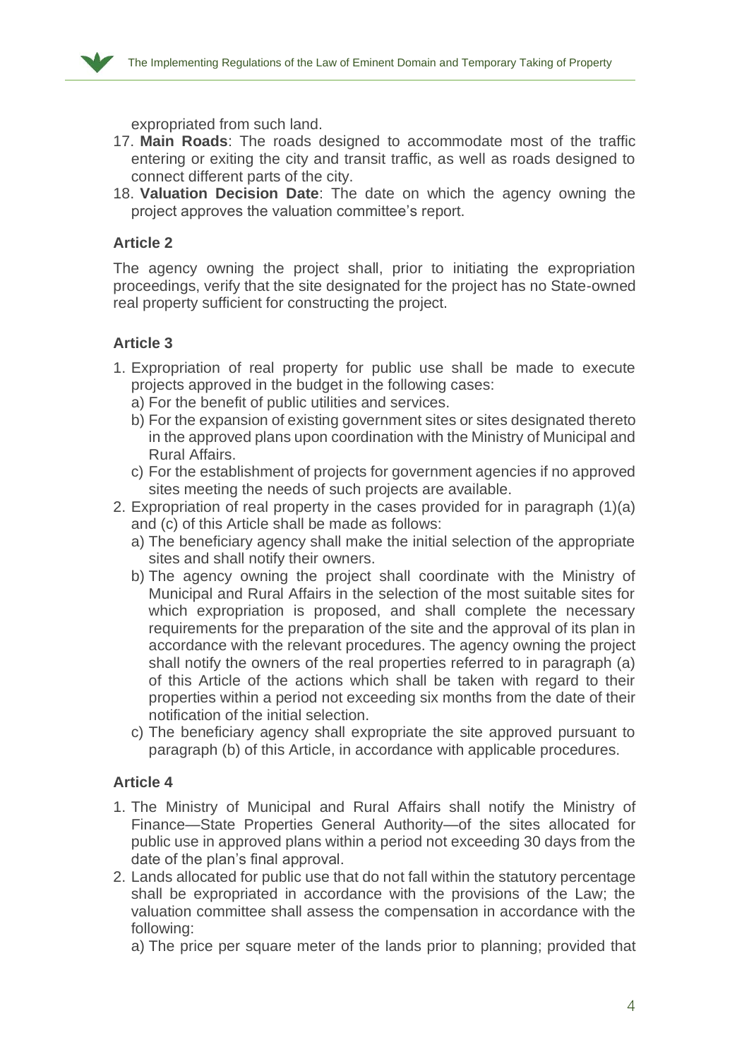expropriated from such land.

17. **Main Roads**: The roads designed to accommodate most of the traffic entering or exiting the city and transit traffic, as well as roads designed to connect different parts of the city.
18. **Valuation Decision Date**: The date on which the agency owning the project approves the valuation committee's report.

### Article 2

The agency owning the project shall, prior to initiating the expropriation proceedings, verify that the site designated for the project has no State-owned real property sufficient for constructing the project.

### Article 3

1. Expropriation of real property for public use shall be made to execute projects approved in the budget in the following cases:
   a) For the benefit of public utilities and services.
   b) For the expansion of existing government sites or sites designated thereto in the approved plans upon coordination with the Ministry of Municipal and Rural Affairs.
   c) For the establishment of projects for government agencies if no approved sites meeting the needs of such projects are available.
2. Expropriation of real property in the cases provided for in paragraph (1)(a) and (c) of this Article shall be made as follows:
   a) The beneficiary agency shall make the initial selection of the appropriate sites and shall notify their owners.
   b) The agency owning the project shall coordinate with the Ministry of Municipal and Rural Affairs in the selection of the most suitable sites for which expropriation is proposed, and shall complete the necessary requirements for the preparation of the site and the approval of its plan in accordance with the relevant procedures. The agency owning the project shall notify the owners of the real properties referred to in paragraph (a) of this Article of the actions which shall be taken with regard to their properties within a period not exceeding six months from the date of their notification of the initial selection.
   c) The beneficiary agency shall expropriate the site approved pursuant to paragraph (b) of this Article, in accordance with applicable procedures.

### Article 4

1. The Ministry of Municipal and Rural Affairs shall notify the Ministry of Finance—State Properties General Authority—of the sites allocated for public use in approved plans within a period not exceeding 30 days from the date of the plan's final approval.
2. Lands allocated for public use that do not fall within the statutory percentage shall be expropriated in accordance with the provisions of the Law; the valuation committee shall assess the compensation in accordance with the following:
   a) The price per square meter of the lands prior to planning; provided that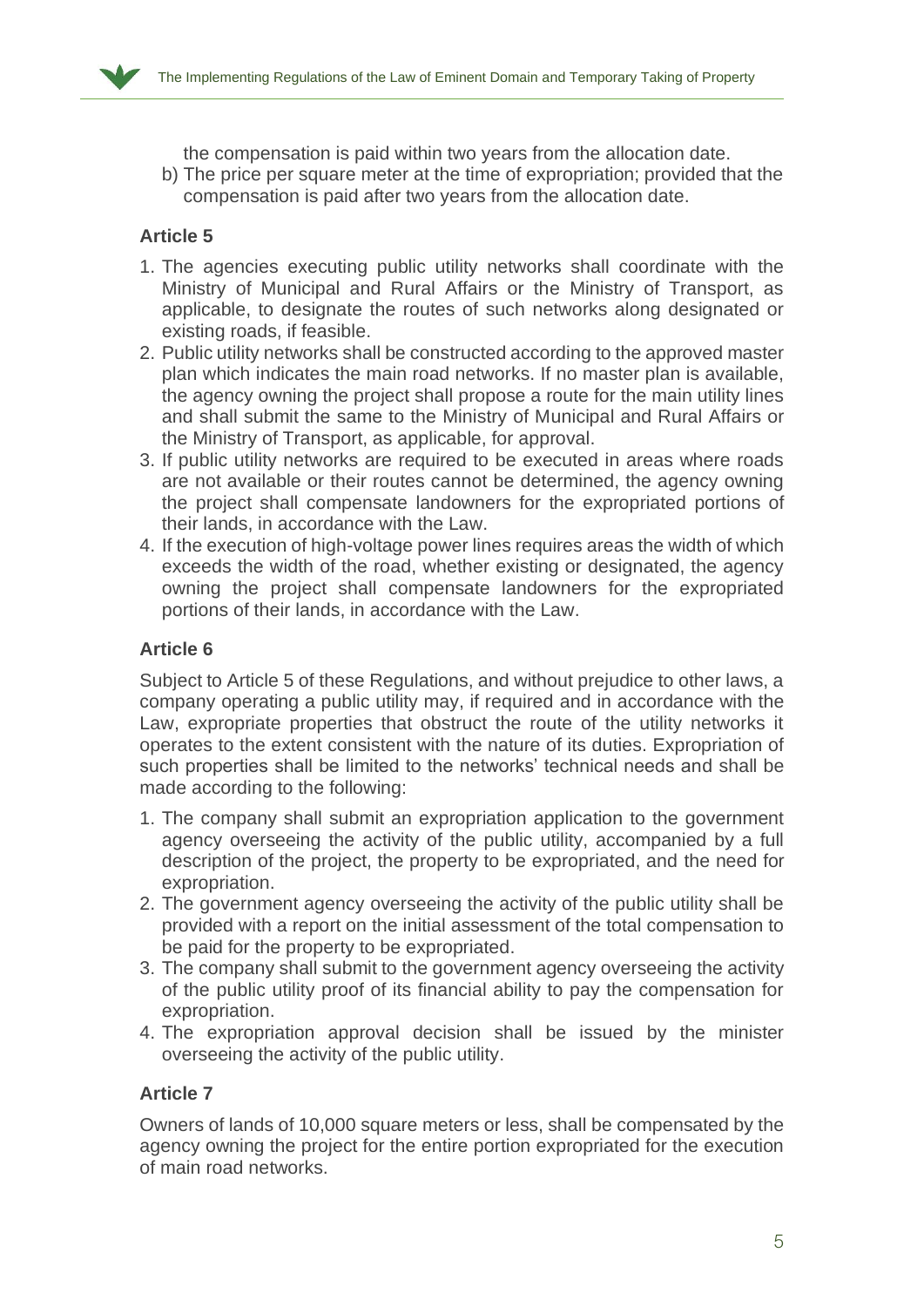the compensation is paid within two years from the allocation date.

b) The price per square meter at the time of expropriation; provided that the compensation is paid after two years from the allocation date.

### Article 5

1. The agencies executing public utility networks shall coordinate with the Ministry of Municipal and Rural Affairs or the Ministry of Transport, as applicable, to designate the routes of such networks along designated or existing roads, if feasible.
2. Public utility networks shall be constructed according to the approved master plan which indicates the main road networks. If no master plan is available, the agency owning the project shall propose a route for the main utility lines and shall submit the same to the Ministry of Municipal and Rural Affairs or the Ministry of Transport, as applicable, for approval.
3. If public utility networks are required to be executed in areas where roads are not available or their routes cannot be determined, the agency owning the project shall compensate landowners for the expropriated portions of their lands, in accordance with the Law.
4. If the execution of high-voltage power lines requires areas the width of which exceeds the width of the road, whether existing or designated, the agency owning the project shall compensate landowners for the expropriated portions of their lands, in accordance with the Law.

### Article 6

Subject to Article 5 of these Regulations, and without prejudice to other laws, a company operating a public utility may, if required and in accordance with the Law, expropriate properties that obstruct the route of the utility networks it operates to the extent consistent with the nature of its duties. Expropriation of such properties shall be limited to the networks' technical needs and shall be made according to the following:

1. The company shall submit an expropriation application to the government agency overseeing the activity of the public utility, accompanied by a full description of the project, the property to be expropriated, and the need for expropriation.
2. The government agency overseeing the activity of the public utility shall be provided with a report on the initial assessment of the total compensation to be paid for the property to be expropriated.
3. The company shall submit to the government agency overseeing the activity of the public utility proof of its financial ability to pay the compensation for expropriation.
4. The expropriation approval decision shall be issued by the minister overseeing the activity of the public utility.

### Article 7

Owners of lands of 10,000 square meters or less, shall be compensated by the agency owning the project for the entire portion expropriated for the execution of main road networks.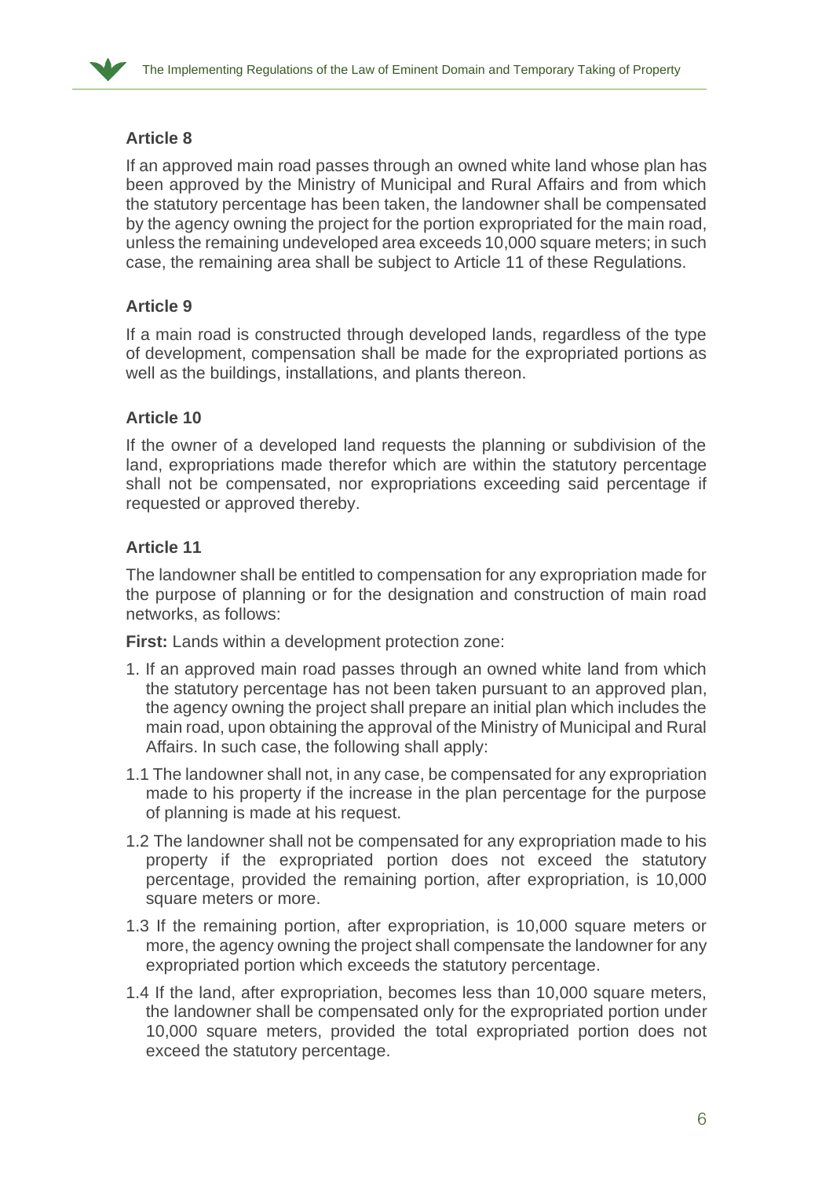### Article 8

If an approved main road passes through an owned white land whose plan has been approved by the Ministry of Municipal and Rural Affairs and from which the statutory percentage has been taken, the landowner shall be compensated by the agency owning the project for the portion expropriated for the main road, unless the remaining undeveloped area exceeds 10,000 square meters; in such case, the remaining area shall be subject to Article 11 of these Regulations.

### Article 9

If a main road is constructed through developed lands, regardless of the type of development, compensation shall be made for the expropriated portions as well as the buildings, installations, and plants thereon.

### Article 10

If the owner of a developed land requests the planning or subdivision of the land, expropriations made therefor which are within the statutory percentage shall not be compensated, nor expropriations exceeding said percentage if requested or approved thereby.

### Article 11

The landowner shall be entitled to compensation for any expropriation made for the purpose of planning or for the designation and construction of main road networks, as follows:

**First:** Lands within a development protection zone:

1. If an approved main road passes through an owned white land from which the statutory percentage has not been taken pursuant to an approved plan, the agency owning the project shall prepare an initial plan which includes the main road, upon obtaining the approval of the Ministry of Municipal and Rural Affairs. In such case, the following shall apply:

1.1 The landowner shall not, in any case, be compensated for any expropriation made to his property if the increase in the plan percentage for the purpose of planning is made at his request.

1.2 The landowner shall not be compensated for any expropriation made to his property if the expropriated portion does not exceed the statutory percentage, provided the remaining portion, after expropriation, is 10,000 square meters or more.

1.3 If the remaining portion, after expropriation, is 10,000 square meters or more, the agency owning the project shall compensate the landowner for any expropriated portion which exceeds the statutory percentage.

1.4 If the land, after expropriation, becomes less than 10,000 square meters, the landowner shall be compensated only for the expropriated portion under 10,000 square meters, provided the total expropriated portion does not exceed the statutory percentage.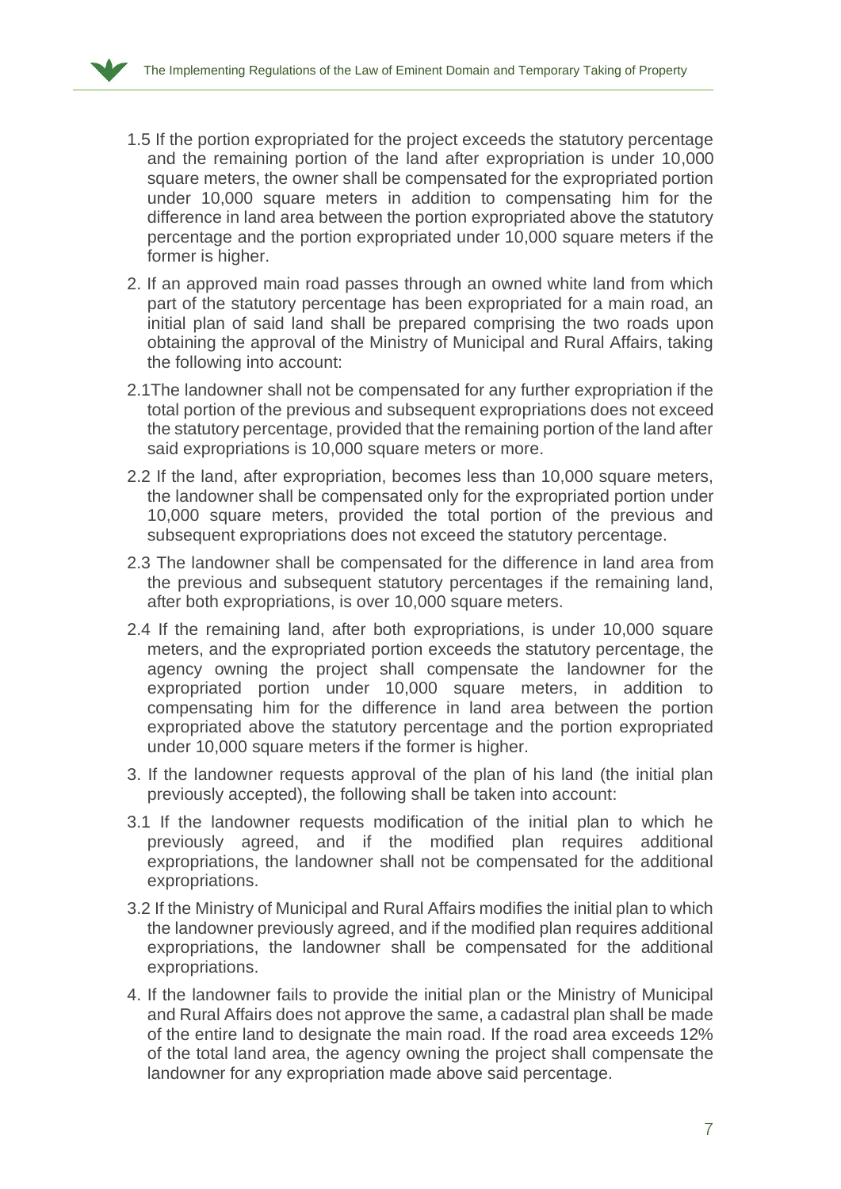1.5 If the portion expropriated for the project exceeds the statutory percentage and the remaining portion of the land after expropriation is under 10,000 square meters, the owner shall be compensated for the expropriated portion under 10,000 square meters in addition to compensating him for the difference in land area between the portion expropriated above the statutory percentage and the portion expropriated under 10,000 square meters if the former is higher.

2. If an approved main road passes through an owned white land from which part of the statutory percentage has been expropriated for a main road, an initial plan of said land shall be prepared comprising the two roads upon obtaining the approval of the Ministry of Municipal and Rural Affairs, taking the following into account:

2.1The landowner shall not be compensated for any further expropriation if the total portion of the previous and subsequent expropriations does not exceed the statutory percentage, provided that the remaining portion of the land after said expropriations is 10,000 square meters or more.

2.2 If the land, after expropriation, becomes less than 10,000 square meters, the landowner shall be compensated only for the expropriated portion under 10,000 square meters, provided the total portion of the previous and subsequent expropriations does not exceed the statutory percentage.

2.3 The landowner shall be compensated for the difference in land area from the previous and subsequent statutory percentages if the remaining land, after both expropriations, is over 10,000 square meters.

2.4 If the remaining land, after both expropriations, is under 10,000 square meters, and the expropriated portion exceeds the statutory percentage, the agency owning the project shall compensate the landowner for the expropriated portion under 10,000 square meters, in addition to compensating him for the difference in land area between the portion expropriated above the statutory percentage and the portion expropriated under 10,000 square meters if the former is higher.

3. If the landowner requests approval of the plan of his land (the initial plan previously accepted), the following shall be taken into account:

3.1 If the landowner requests modification of the initial plan to which he previously agreed, and if the modified plan requires additional expropriations, the landowner shall not be compensated for the additional expropriations.

3.2 If the Ministry of Municipal and Rural Affairs modifies the initial plan to which the landowner previously agreed, and if the modified plan requires additional expropriations, the landowner shall be compensated for the additional expropriations.

4. If the landowner fails to provide the initial plan or the Ministry of Municipal and Rural Affairs does not approve the same, a cadastral plan shall be made of the entire land to designate the main road. If the road area exceeds 12% of the total land area, the agency owning the project shall compensate the landowner for any expropriation made above said percentage.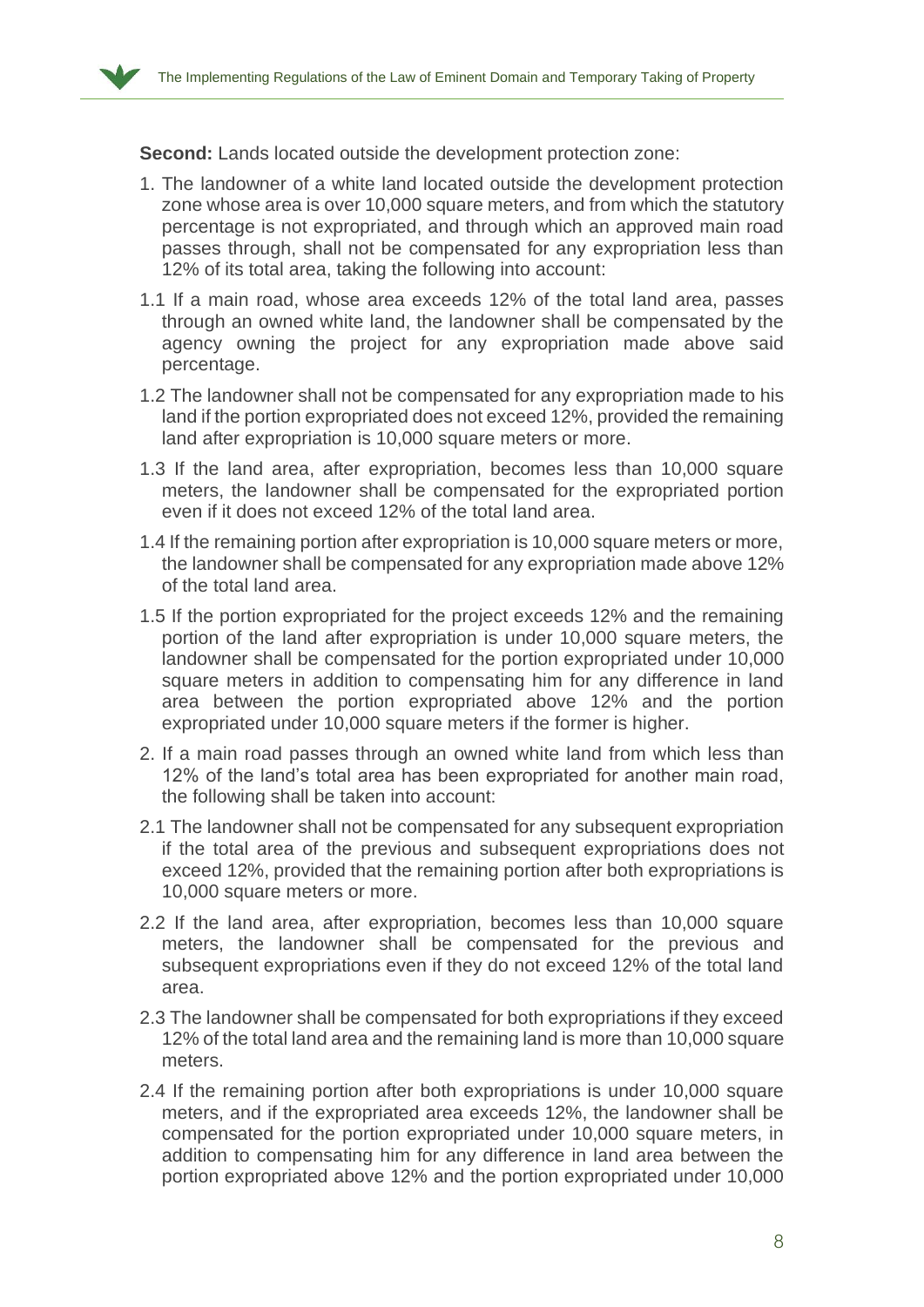**Second:** Lands located outside the development protection zone:

1. The landowner of a white land located outside the development protection zone whose area is over 10,000 square meters, and from which the statutory percentage is not expropriated, and through which an approved main road passes through, shall not be compensated for any expropriation less than 12% of its total area, taking the following into account:

1.1 If a main road, whose area exceeds 12% of the total land area, passes through an owned white land, the landowner shall be compensated by the agency owning the project for any expropriation made above said percentage.

1.2 The landowner shall not be compensated for any expropriation made to his land if the portion expropriated does not exceed 12%, provided the remaining land after expropriation is 10,000 square meters or more.

1.3 If the land area, after expropriation, becomes less than 10,000 square meters, the landowner shall be compensated for the expropriated portion even if it does not exceed 12% of the total land area.

1.4 If the remaining portion after expropriation is 10,000 square meters or more, the landowner shall be compensated for any expropriation made above 12% of the total land area.

1.5 If the portion expropriated for the project exceeds 12% and the remaining portion of the land after expropriation is under 10,000 square meters, the landowner shall be compensated for the portion expropriated under 10,000 square meters in addition to compensating him for any difference in land area between the portion expropriated above 12% and the portion expropriated under 10,000 square meters if the former is higher.

2. If a main road passes through an owned white land from which less than 12% of the land's total area has been expropriated for another main road, the following shall be taken into account:

2.1 The landowner shall not be compensated for any subsequent expropriation if the total area of the previous and subsequent expropriations does not exceed 12%, provided that the remaining portion after both expropriations is 10,000 square meters or more.

2.2 If the land area, after expropriation, becomes less than 10,000 square meters, the landowner shall be compensated for the previous and subsequent expropriations even if they do not exceed 12% of the total land area.

2.3 The landowner shall be compensated for both expropriations if they exceed 12% of the total land area and the remaining land is more than 10,000 square meters.

2.4 If the remaining portion after both expropriations is under 10,000 square meters, and if the expropriated area exceeds 12%, the landowner shall be compensated for the portion expropriated under 10,000 square meters, in addition to compensating him for any difference in land area between the portion expropriated above 12% and the portion expropriated under 10,000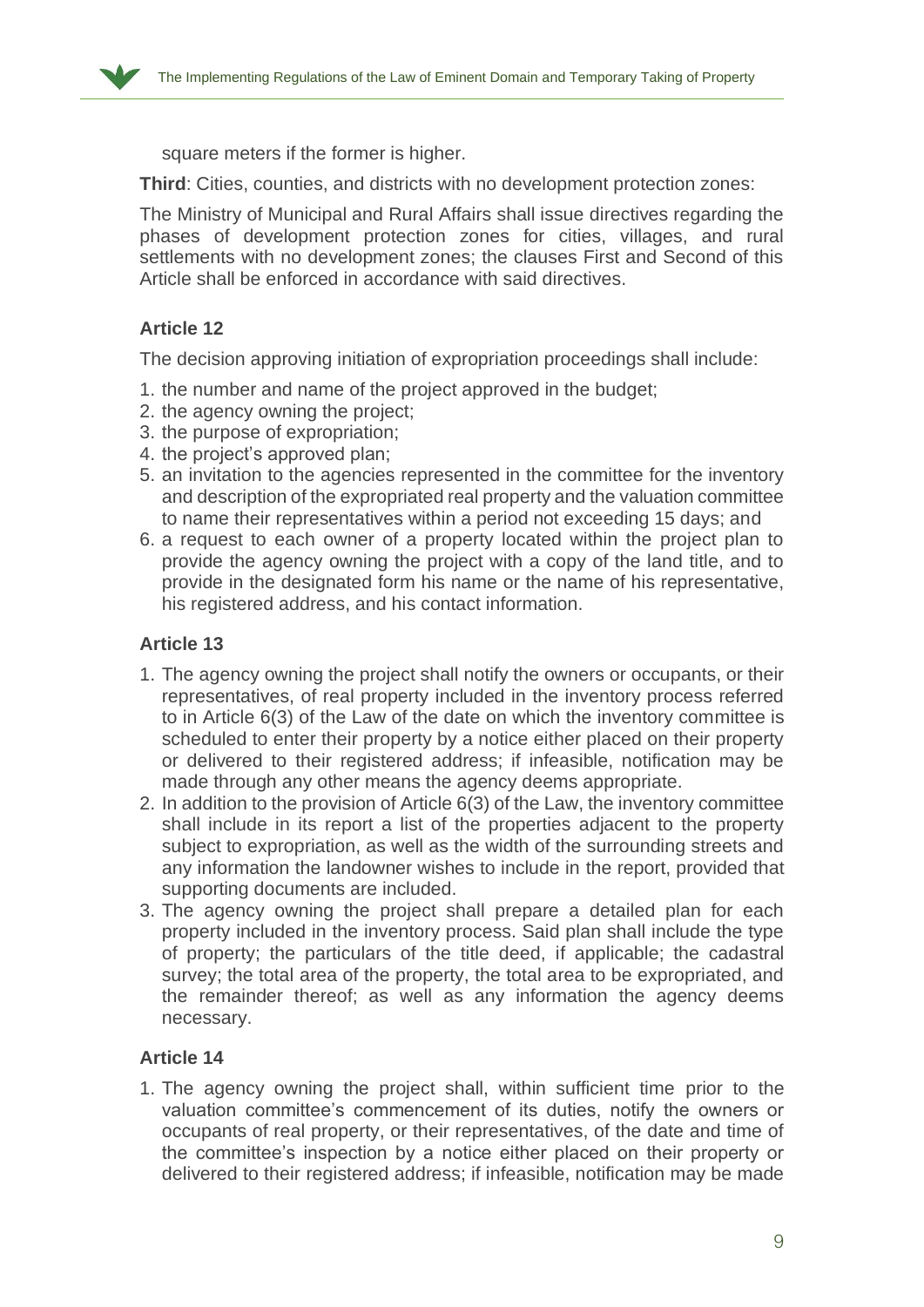square meters if the former is higher.

**Third**: Cities, counties, and districts with no development protection zones:

The Ministry of Municipal and Rural Affairs shall issue directives regarding the phases of development protection zones for cities, villages, and rural settlements with no development zones; the clauses First and Second of this Article shall be enforced in accordance with said directives.

### Article 12

The decision approving initiation of expropriation proceedings shall include:

1. the number and name of the project approved in the budget;
2. the agency owning the project;
3. the purpose of expropriation;
4. the project's approved plan;
5. an invitation to the agencies represented in the committee for the inventory and description of the expropriated real property and the valuation committee to name their representatives within a period not exceeding 15 days; and
6. a request to each owner of a property located within the project plan to provide the agency owning the project with a copy of the land title, and to provide in the designated form his name or the name of his representative, his registered address, and his contact information.

### Article 13

1. The agency owning the project shall notify the owners or occupants, or their representatives, of real property included in the inventory process referred to in Article 6(3) of the Law of the date on which the inventory committee is scheduled to enter their property by a notice either placed on their property or delivered to their registered address; if infeasible, notification may be made through any other means the agency deems appropriate.
2. In addition to the provision of Article 6(3) of the Law, the inventory committee shall include in its report a list of the properties adjacent to the property subject to expropriation, as well as the width of the surrounding streets and any information the landowner wishes to include in the report, provided that supporting documents are included.
3. The agency owning the project shall prepare a detailed plan for each property included in the inventory process. Said plan shall include the type of property; the particulars of the title deed, if applicable; the cadastral survey; the total area of the property, the total area to be expropriated, and the remainder thereof; as well as any information the agency deems necessary.

### Article 14

1. The agency owning the project shall, within sufficient time prior to the valuation committee's commencement of its duties, notify the owners or occupants of real property, or their representatives, of the date and time of the committee's inspection by a notice either placed on their property or delivered to their registered address; if infeasible, notification may be made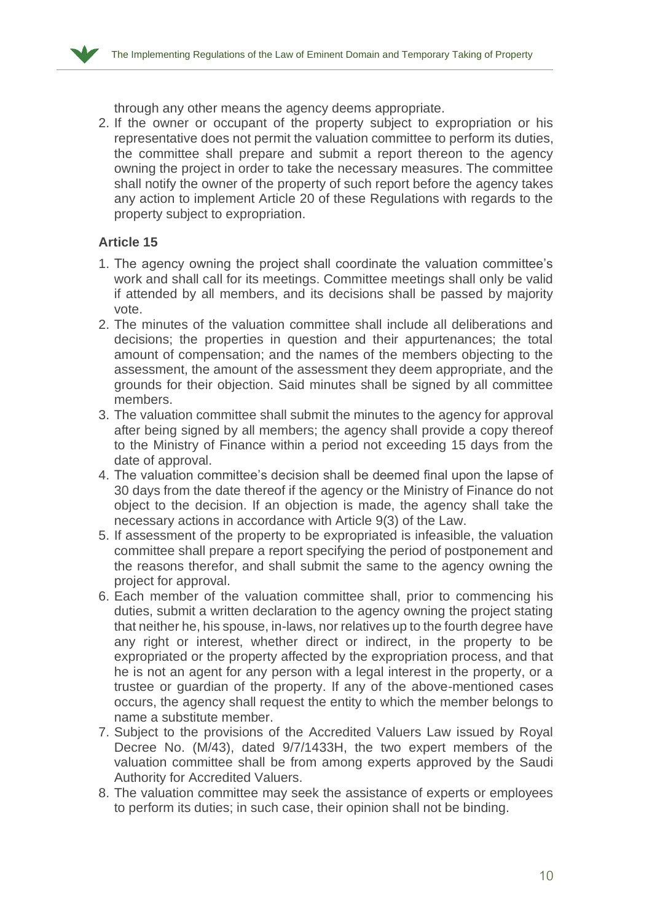through any other means the agency deems appropriate.

2. If the owner or occupant of the property subject to expropriation or his representative does not permit the valuation committee to perform its duties, the committee shall prepare and submit a report thereon to the agency owning the project in order to take the necessary measures. The committee shall notify the owner of the property of such report before the agency takes any action to implement Article 20 of these Regulations with regards to the property subject to expropriation.

### Article 15

1. The agency owning the project shall coordinate the valuation committee's work and shall call for its meetings. Committee meetings shall only be valid if attended by all members, and its decisions shall be passed by majority vote.
2. The minutes of the valuation committee shall include all deliberations and decisions; the properties in question and their appurtenances; the total amount of compensation; and the names of the members objecting to the assessment, the amount of the assessment they deem appropriate, and the grounds for their objection. Said minutes shall be signed by all committee members.
3. The valuation committee shall submit the minutes to the agency for approval after being signed by all members; the agency shall provide a copy thereof to the Ministry of Finance within a period not exceeding 15 days from the date of approval.
4. The valuation committee's decision shall be deemed final upon the lapse of 30 days from the date thereof if the agency or the Ministry of Finance do not object to the decision. If an objection is made, the agency shall take the necessary actions in accordance with Article 9(3) of the Law.
5. If assessment of the property to be expropriated is infeasible, the valuation committee shall prepare a report specifying the period of postponement and the reasons therefor, and shall submit the same to the agency owning the project for approval.
6. Each member of the valuation committee shall, prior to commencing his duties, submit a written declaration to the agency owning the project stating that neither he, his spouse, in-laws, nor relatives up to the fourth degree have any right or interest, whether direct or indirect, in the property to be expropriated or the property affected by the expropriation process, and that he is not an agent for any person with a legal interest in the property, or a trustee or guardian of the property. If any of the above-mentioned cases occurs, the agency shall request the entity to which the member belongs to name a substitute member.
7. Subject to the provisions of the Accredited Valuers Law issued by Royal Decree No. (M/43), dated 9/7/1433H, the two expert members of the valuation committee shall be from among experts approved by the Saudi Authority for Accredited Valuers.
8. The valuation committee may seek the assistance of experts or employees to perform its duties; in such case, their opinion shall not be binding.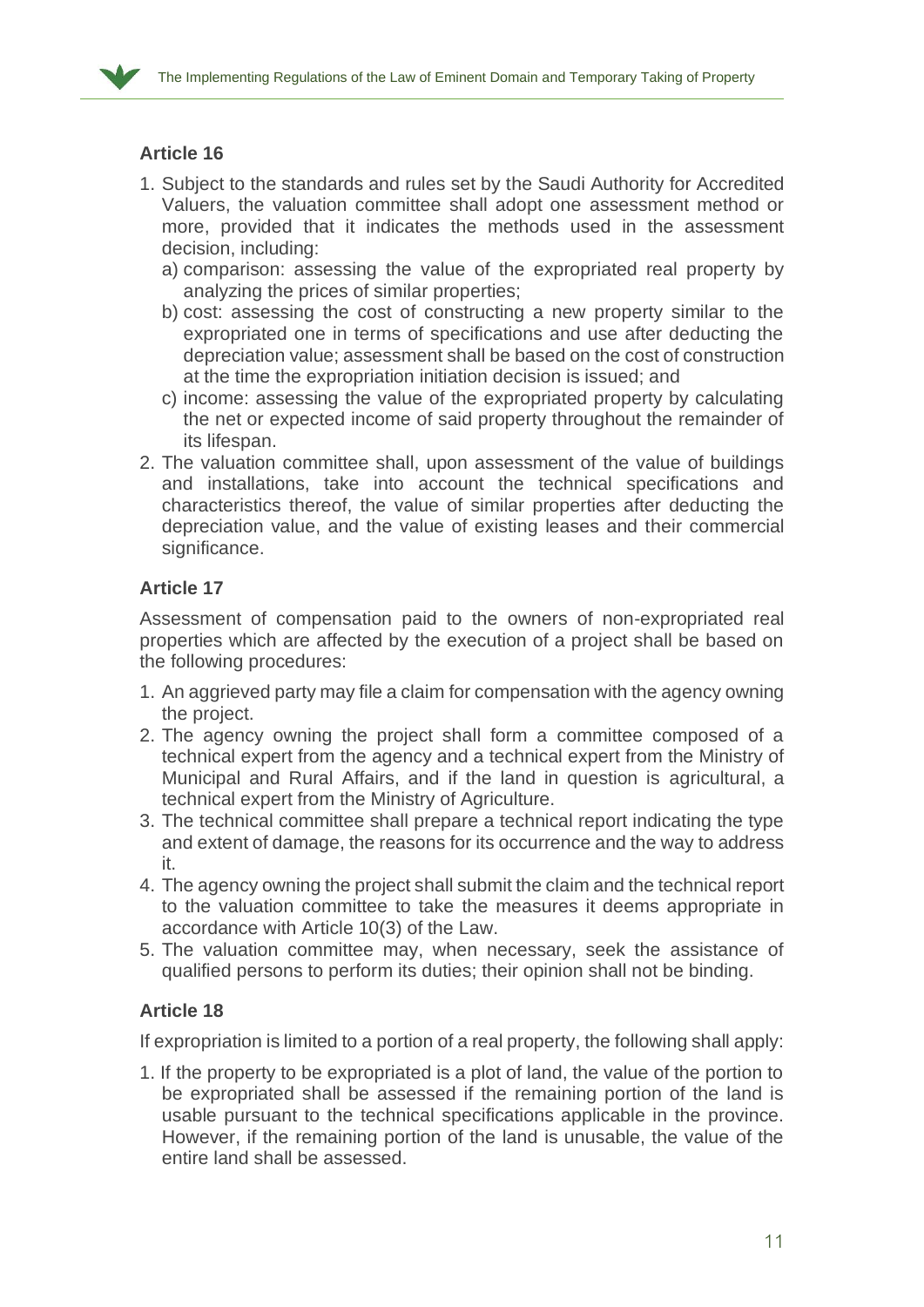## Article 16

1. Subject to the standards and rules set by the Saudi Authority for Accredited Valuers, the valuation committee shall adopt one assessment method or more, provided that it indicates the methods used in the assessment decision, including:
   a) comparison: assessing the value of the expropriated real property by analyzing the prices of similar properties;
   b) cost: assessing the cost of constructing a new property similar to the expropriated one in terms of specifications and use after deducting the depreciation value; assessment shall be based on the cost of construction at the time the expropriation initiation decision is issued; and
   c) income: assessing the value of the expropriated property by calculating the net or expected income of said property throughout the remainder of its lifespan.
2. The valuation committee shall, upon assessment of the value of buildings and installations, take into account the technical specifications and characteristics thereof, the value of similar properties after deducting the depreciation value, and the value of existing leases and their commercial significance.

## Article 17

Assessment of compensation paid to the owners of non-expropriated real properties which are affected by the execution of a project shall be based on the following procedures:

1. An aggrieved party may file a claim for compensation with the agency owning the project.
2. The agency owning the project shall form a committee composed of a technical expert from the agency and a technical expert from the Ministry of Municipal and Rural Affairs, and if the land in question is agricultural, a technical expert from the Ministry of Agriculture.
3. The technical committee shall prepare a technical report indicating the type and extent of damage, the reasons for its occurrence and the way to address it.
4. The agency owning the project shall submit the claim and the technical report to the valuation committee to take the measures it deems appropriate in accordance with Article 10(3) of the Law.
5. The valuation committee may, when necessary, seek the assistance of qualified persons to perform its duties; their opinion shall not be binding.

## Article 18

If expropriation is limited to a portion of a real property, the following shall apply:

1. If the property to be expropriated is a plot of land, the value of the portion to be expropriated shall be assessed if the remaining portion of the land is usable pursuant to the technical specifications applicable in the province. However, if the remaining portion of the land is unusable, the value of the entire land shall be assessed.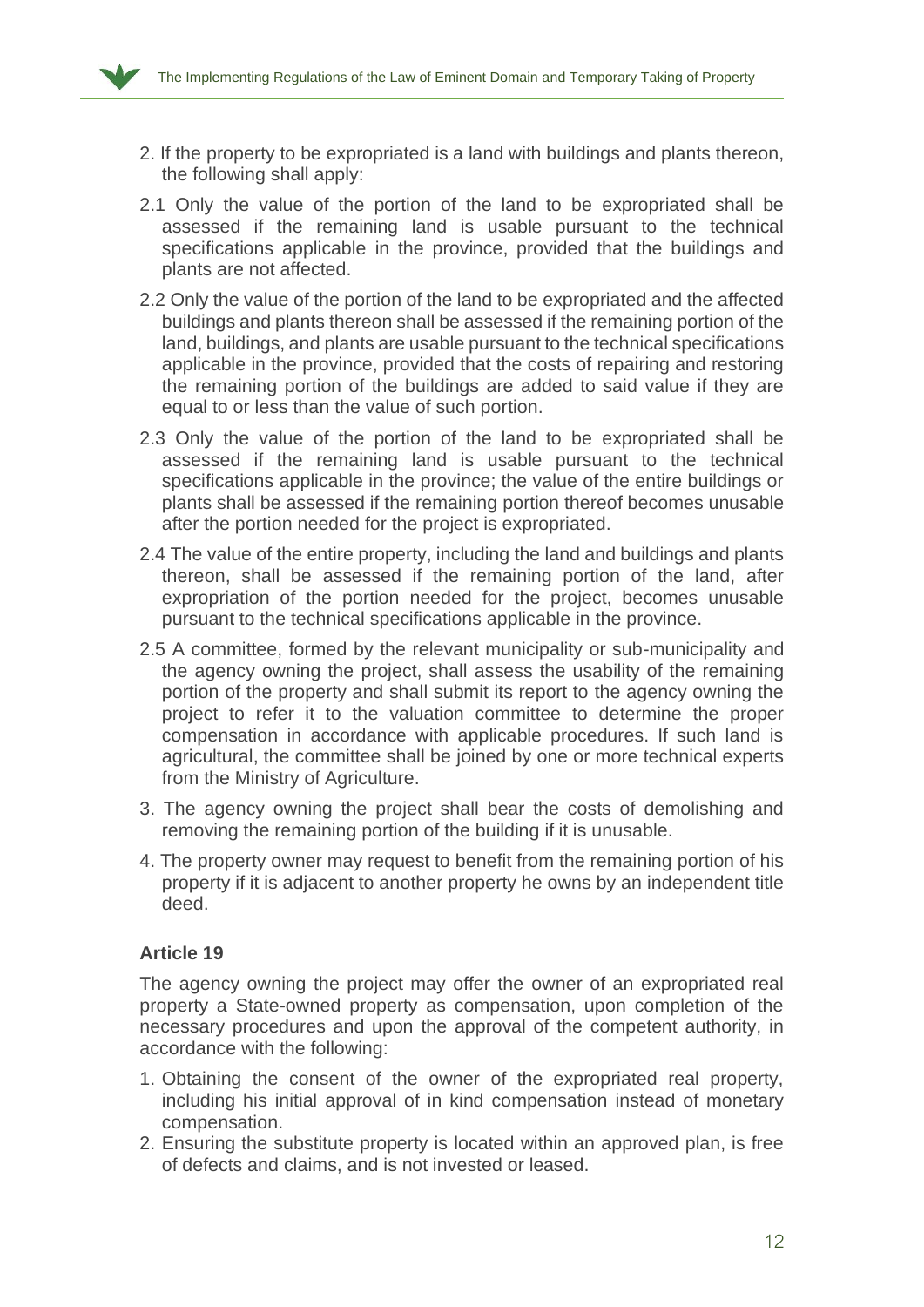2. If the property to be expropriated is a land with buildings and plants thereon, the following shall apply:

2.1 Only the value of the portion of the land to be expropriated shall be assessed if the remaining land is usable pursuant to the technical specifications applicable in the province, provided that the buildings and plants are not affected.

2.2 Only the value of the portion of the land to be expropriated and the affected buildings and plants thereon shall be assessed if the remaining portion of the land, buildings, and plants are usable pursuant to the technical specifications applicable in the province, provided that the costs of repairing and restoring the remaining portion of the buildings are added to said value if they are equal to or less than the value of such portion.

2.3 Only the value of the portion of the land to be expropriated shall be assessed if the remaining land is usable pursuant to the technical specifications applicable in the province; the value of the entire buildings or plants shall be assessed if the remaining portion thereof becomes unusable after the portion needed for the project is expropriated.

2.4 The value of the entire property, including the land and buildings and plants thereon, shall be assessed if the remaining portion of the land, after expropriation of the portion needed for the project, becomes unusable pursuant to the technical specifications applicable in the province.

2.5 A committee, formed by the relevant municipality or sub-municipality and the agency owning the project, shall assess the usability of the remaining portion of the property and shall submit its report to the agency owning the project to refer it to the valuation committee to determine the proper compensation in accordance with applicable procedures. If such land is agricultural, the committee shall be joined by one or more technical experts from the Ministry of Agriculture.

3. The agency owning the project shall bear the costs of demolishing and removing the remaining portion of the building if it is unusable.

4. The property owner may request to benefit from the remaining portion of his property if it is adjacent to another property he owns by an independent title deed.

### Article 19

The agency owning the project may offer the owner of an expropriated real property a State-owned property as compensation, upon completion of the necessary procedures and upon the approval of the competent authority, in accordance with the following:

1. Obtaining the consent of the owner of the expropriated real property, including his initial approval of in kind compensation instead of monetary compensation.
2. Ensuring the substitute property is located within an approved plan, is free of defects and claims, and is not invested or leased.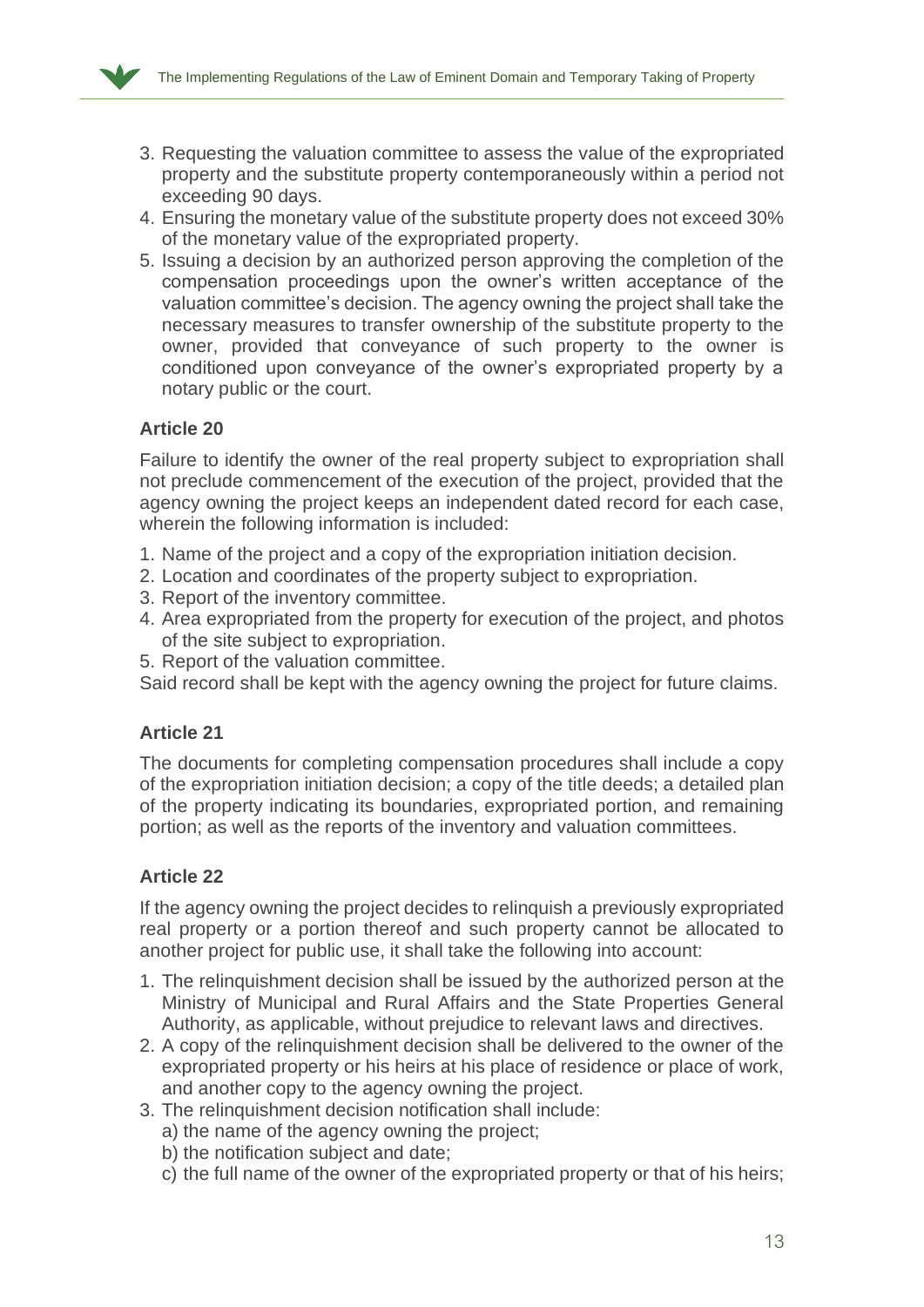3. Requesting the valuation committee to assess the value of the expropriated property and the substitute property contemporaneously within a period not exceeding 90 days.
4. Ensuring the monetary value of the substitute property does not exceed 30% of the monetary value of the expropriated property.
5. Issuing a decision by an authorized person approving the completion of the compensation proceedings upon the owner's written acceptance of the valuation committee's decision. The agency owning the project shall take the necessary measures to transfer ownership of the substitute property to the owner, provided that conveyance of such property to the owner is conditioned upon conveyance of the owner's expropriated property by a notary public or the court.

### Article 20

Failure to identify the owner of the real property subject to expropriation shall not preclude commencement of the execution of the project, provided that the agency owning the project keeps an independent dated record for each case, wherein the following information is included:

1. Name of the project and a copy of the expropriation initiation decision.
2. Location and coordinates of the property subject to expropriation.
3. Report of the inventory committee.
4. Area expropriated from the property for execution of the project, and photos of the site subject to expropriation.
5. Report of the valuation committee.

Said record shall be kept with the agency owning the project for future claims.

### Article 21

The documents for completing compensation procedures shall include a copy of the expropriation initiation decision; a copy of the title deeds; a detailed plan of the property indicating its boundaries, expropriated portion, and remaining portion; as well as the reports of the inventory and valuation committees.

### Article 22

If the agency owning the project decides to relinquish a previously expropriated real property or a portion thereof and such property cannot be allocated to another project for public use, it shall take the following into account:

1. The relinquishment decision shall be issued by the authorized person at the Ministry of Municipal and Rural Affairs and the State Properties General Authority, as applicable, without prejudice to relevant laws and directives.
2. A copy of the relinquishment decision shall be delivered to the owner of the expropriated property or his heirs at his place of residence or place of work, and another copy to the agency owning the project.
3. The relinquishment decision notification shall include:
   a) the name of the agency owning the project;
   b) the notification subject and date;
   c) the full name of the owner of the expropriated property or that of his heirs;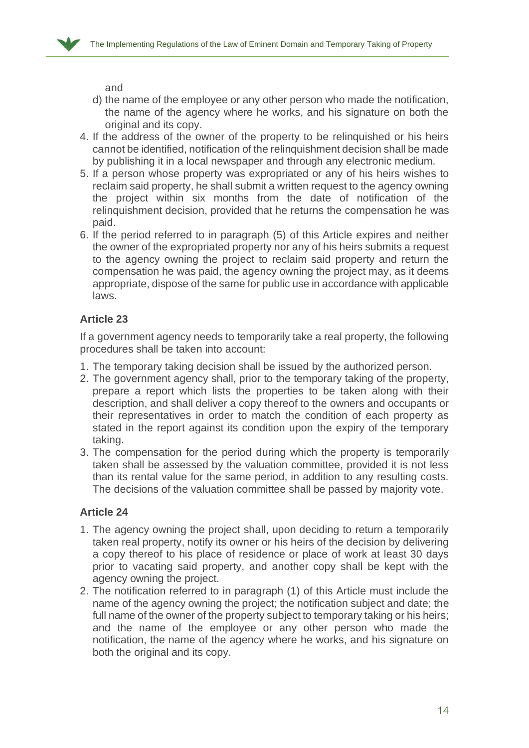and

d) the name of the employee or any other person who made the notification, the name of the agency where he works, and his signature on both the original and its copy.

4. If the address of the owner of the property to be relinquished or his heirs cannot be identified, notification of the relinquishment decision shall be made by publishing it in a local newspaper and through any electronic medium.
5. If a person whose property was expropriated or any of his heirs wishes to reclaim said property, he shall submit a written request to the agency owning the project within six months from the date of notification of the relinquishment decision, provided that he returns the compensation he was paid.
6. If the period referred to in paragraph (5) of this Article expires and neither the owner of the expropriated property nor any of his heirs submits a request to the agency owning the project to reclaim said property and return the compensation he was paid, the agency owning the project may, as it deems appropriate, dispose of the same for public use in accordance with applicable laws.

### Article 23

If a government agency needs to temporarily take a real property, the following procedures shall be taken into account:

1. The temporary taking decision shall be issued by the authorized person.
2. The government agency shall, prior to the temporary taking of the property, prepare a report which lists the properties to be taken along with their description, and shall deliver a copy thereof to the owners and occupants or their representatives in order to match the condition of each property as stated in the report against its condition upon the expiry of the temporary taking.
3. The compensation for the period during which the property is temporarily taken shall be assessed by the valuation committee, provided it is not less than its rental value for the same period, in addition to any resulting costs. The decisions of the valuation committee shall be passed by majority vote.

### Article 24

1. The agency owning the project shall, upon deciding to return a temporarily taken real property, notify its owner or his heirs of the decision by delivering a copy thereof to his place of residence or place of work at least 30 days prior to vacating said property, and another copy shall be kept with the agency owning the project.
2. The notification referred to in paragraph (1) of this Article must include the name of the agency owning the project; the notification subject and date; the full name of the owner of the property subject to temporary taking or his heirs; and the name of the employee or any other person who made the notification, the name of the agency where he works, and his signature on both the original and its copy.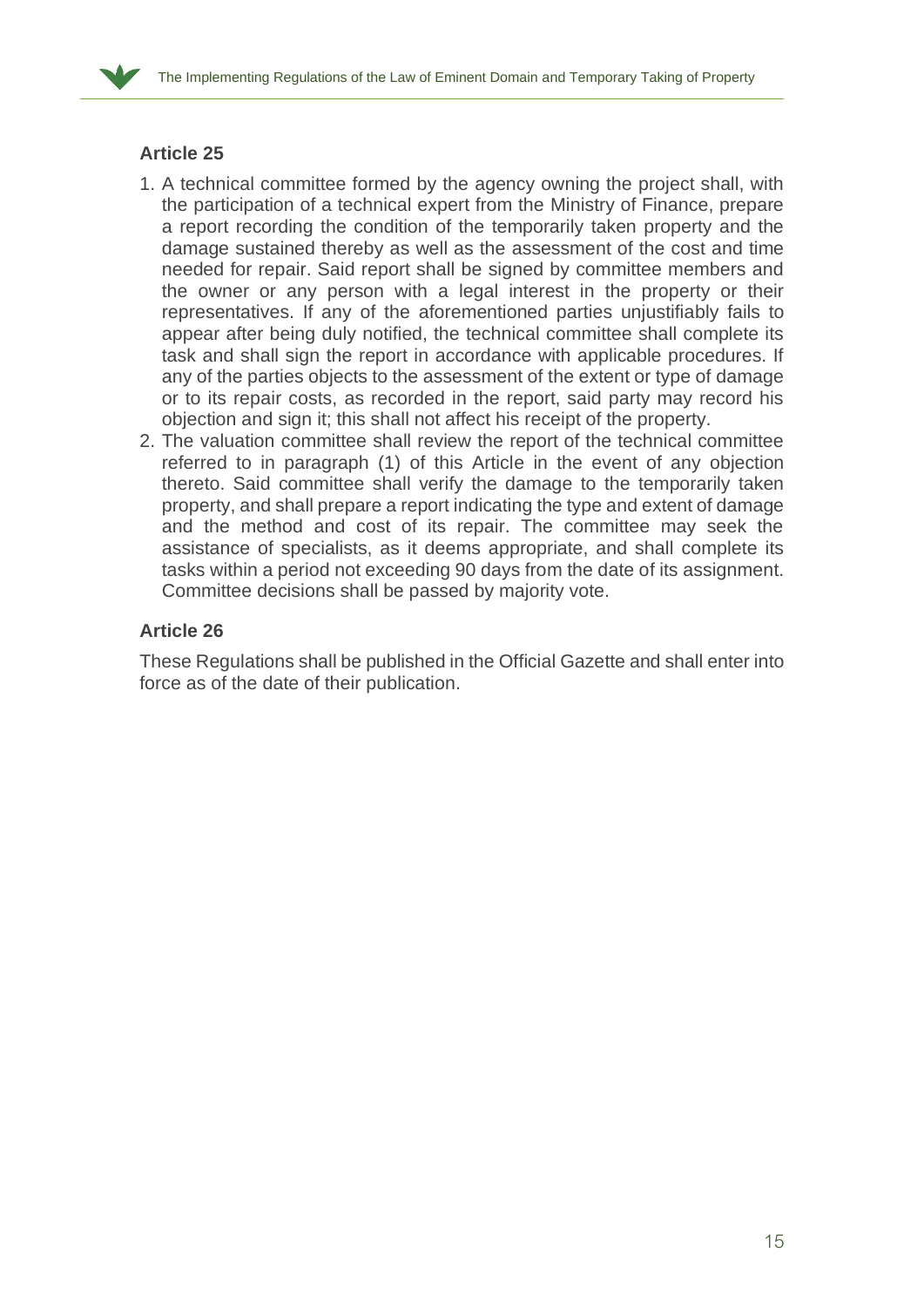## Article 25

1. A technical committee formed by the agency owning the project shall, with the participation of a technical expert from the Ministry of Finance, prepare a report recording the condition of the temporarily taken property and the damage sustained thereby as well as the assessment of the cost and time needed for repair. Said report shall be signed by committee members and the owner or any person with a legal interest in the property or their representatives. If any of the aforementioned parties unjustifiably fails to appear after being duly notified, the technical committee shall complete its task and shall sign the report in accordance with applicable procedures. If any of the parties objects to the assessment of the extent or type of damage or to its repair costs, as recorded in the report, said party may record his objection and sign it; this shall not affect his receipt of the property.
2. The valuation committee shall review the report of the technical committee referred to in paragraph (1) of this Article in the event of any objection thereto. Said committee shall verify the damage to the temporarily taken property, and shall prepare a report indicating the type and extent of damage and the method and cost of its repair. The committee may seek the assistance of specialists, as it deems appropriate, and shall complete its tasks within a period not exceeding 90 days from the date of its assignment. Committee decisions shall be passed by majority vote.

## Article 26

These Regulations shall be published in the Official Gazette and shall enter into force as of the date of their publication.